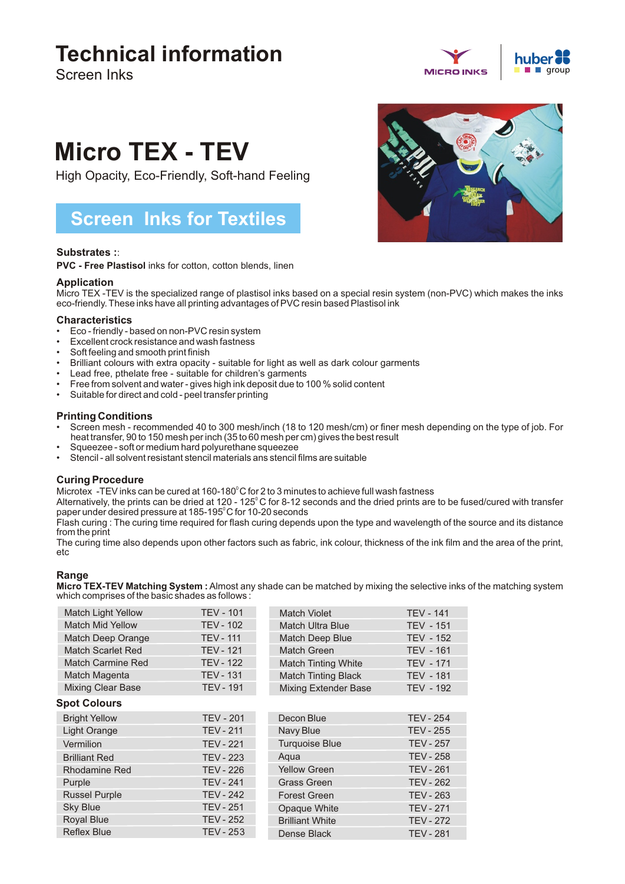# Technical information

Screen Inks

MICRO INKS | huber group

# Micro TEX - TEV

High Opacity, Eco-Friendly, Soft-hand Feeling

## Screen Inks for Textiles

### Substrates ::

**PVC - Free Plastisol** inks for cotton, cotton blends, linen

### Application

Micro TEX -TEV is the specialized range of plastisol inks based on a special resin system (non-PVC) which makes the inks eco-friendly. These inks have all printing advantages of PVC resin based Plastisol ink

### Characteristics

- Eco - friendly - based on non-PVC resin system
- Excellent crock resistance and wash fastness
- Soft feeling and smooth print finish
- Brilliant colours with extra opacity - suitable for light as well as dark colour garments
- Lead free, pthelate free - suitable for children's garments
- Free from solvent and water - gives high ink deposit due to 100 % solid content
- Suitable for direct and cold - peel transfer printing

### Printing Conditions

- Screen mesh - recommended 40 to 300 mesh/inch (18 to 120 mesh/cm) or finer mesh depending on the type of job. For heat transfer, 90 to 150 mesh per inch (35 to 60 mesh per cm) gives the best result
- Squeezee - soft or medium hard polyurethane squeezee
- Stencil - all solvent resistant stencil materials ans stencil films are suitable

### Curing Procedure

Microtex -TEV inks can be cured at 160-180°C for 2 to 3 minutes to achieve full wash fastness

Alternatively, the prints can be dried at 120 - 125°C for 8-12 seconds and the dried prints are to be fused/cured with transfer paper under desired pressure at 185-195°C for 10-20 seconds

Flash curing : The curing time required for flash curing depends upon the type and wavelength of the source and its distance from the print

The curing time also depends upon other factors such as fabric, ink colour, thickness of the ink film and the area of the print, etc

### Range

**Micro TEX-TEV Matching System :** Almost any shade can be matched by mixing the selective inks of the matching system which comprises of the basic shades as follows :

| Shade | Code | Shade | Code |
|---|---|---|---|
| Match Light Yellow | TEV - 101 | Match Violet | TEV - 141 |
| Match Mid Yellow | TEV - 102 | Match Ultra Blue | TEV - 151 |
| Match Deep Orange | TEV - 111 | Match Deep Blue | TEV - 152 |
| Match Scarlet Red | TEV - 121 | Match Green | TEV - 161 |
| Match Carmine Red | TEV - 122 | Match Tinting White | TEV - 171 |
| Match Magenta | TEV - 131 | Match Tinting Black | TEV - 181 |
| Mixing Clear Base | TEV - 191 | Mixing Extender Base | TEV - 192 |

### Spot Colours

| Shade | Code | Shade | Code |
|---|---|---|---|
| Bright Yellow | TEV - 201 | Decon Blue | TEV - 254 |
| Light Orange | TEV - 211 | Navy Blue | TEV - 255 |
| Vermilion | TEV - 221 | Turquoise Blue | TEV - 257 |
| Brilliant Red | TEV - 223 | Aqua | TEV - 258 |
| Rhodamine Red | TEV - 226 | Yellow Green | TEV - 261 |
| Purple | TEV - 241 | Grass Green | TEV - 262 |
| Russel Purple | TEV - 242 | Forest Green | TEV - 263 |
| Sky Blue | TEV - 251 | Opaque White | TEV - 271 |
| Royal Blue | TEV - 252 | Brilliant White | TEV - 272 |
| Reflex Blue | TEV - 253 | Dense Black | TEV - 281 |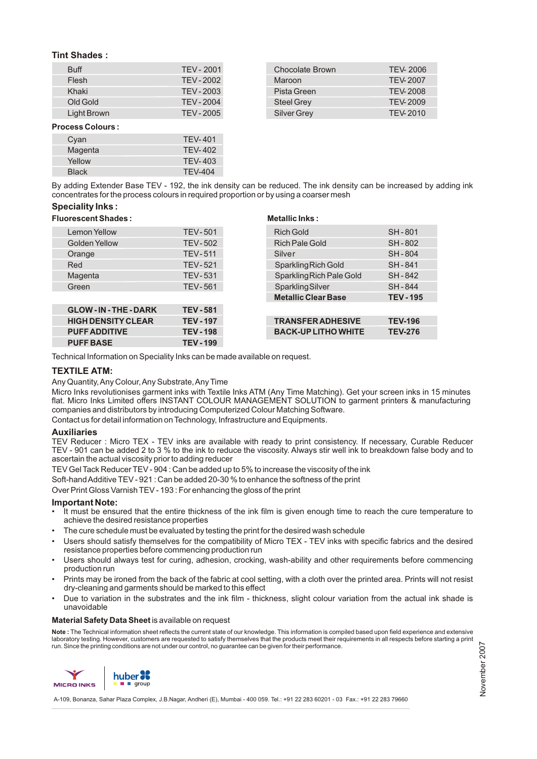## Tint Shades :

| | | | |
|---|---|---|---|
| Buff | TEV - 2001 | Chocolate Brown | TEV- 2006 |
| Flesh | TEV - 2002 | Maroon | TEV- 2007 |
| Khaki | TEV - 2003 | Pista Green | TEV- 2008 |
| Old Gold | TEV - 2004 | Steel Grey | TEV- 2009 |
| Light Brown | TEV - 2005 | Silver Grey | TEV- 2010 |

**Process Colours :**

| | |
|---|---|
| Cyan | TEV- 401 |
| Magenta | TEV- 402 |
| Yellow | TEV- 403 |
| Black | TEV-404 |

By adding Extender Base TEV - 192, the ink density can be reduced. The ink density can be increased by adding ink concentrates for the process colours in required proportion or by using a coarser mesh

## Speciality Inks :

**Fluorescent Shades :**

| | |
|---|---|
| Lemon Yellow | TEV - 501 |
| Golden Yellow | TEV - 502 |
| Orange | TEV - 511 |
| Red | TEV - 521 |
| Magenta | TEV - 531 |
| Green | TEV - 561 |

**Metallic Inks :**

| | |
|---|---|
| Rich Gold | SH - 801 |
| Rich Pale Gold | SH - 802 |
| Silver | SH - 804 |
| Sparkling Rich Gold | SH - 841 |
| Sparkling Rich Pale Gold | SH - 842 |
| Sparkling Silver | SH - 844 |
| **Metallic Clear Base** | **TEV - 195** |

| | |
|---|---|
| **GLOW - IN - THE - DARK** | **TEV - 581** |
| **HIGH DENSITY CLEAR** | **TEV - 197** |
| **PUFF ADDITIVE** | **TEV - 198** |
| **PUFF BASE** | **TEV - 199** |

| | |
|---|---|
| **TRANSFER ADHESIVE** | **TEV-196** |
| **BACK-UP LITHO WHITE** | **TEV-276** |

Technical Information on Speciality Inks can be made available on request.

## TEXTILE ATM:

Any Quantity, Any Colour, Any Substrate, Any Time

Micro Inks revolutionises garment inks with Textile Inks ATM (Any Time Matching). Get your screen inks in 15 minutes flat. Micro Inks Limited offers INSTANT COLOUR MANAGEMENT SOLUTION to garment printers & manufacturing companies and distributors by introducing Computerized Colour Matching Software.

Contact us for detail information on Technology, Infrastructure and Equipments.

## Auxiliaries

TEV Reducer : Micro TEX - TEV inks are available with ready to print consistency. If necessary, Curable Reducer TEV - 901 can be added 2 to 3 % to the ink to reduce the viscosity. Always stir well ink to breakdown false body and to ascertain the actual viscosity prior to adding reducer

TEV Gel Tack Reducer TEV - 904 : Can be added up to 5% to increase the viscosity of the ink

Soft-hand Additive TEV - 921 : Can be added 20-30 % to enhance the softness of the print

Over Print Gloss Varnish TEV - 193 : For enhancing the gloss of the print

## Important Note:

- It must be ensured that the entire thickness of the ink film is given enough time to reach the cure temperature to achieve the desired resistance properties
- The cure schedule must be evaluated by testing the print for the desired wash schedule
- Users should satisfy themselves for the compatibility of Micro TEX - TEV inks with specific fabrics and the desired resistance properties before commencing production run
- Users should always test for curing, adhesion, crocking, wash-ability and other requirements before commencing production run
- Prints may be ironed from the back of the fabric at cool setting, with a cloth over the printed area. Prints will not resist dry-cleaning and garments should be marked to this effect
- Due to variation in the substrates and the ink film - thickness, slight colour variation from the actual ink shade is unavoidable

**Material Safety Data Sheet** is available on request

**Note :** The Technical information sheet reflects the current state of our knowledge. This information is compiled based upon field experience and extensive laboratory testing. However, customers are requested to satisfy themselves that the products meet their requirements in all respects before starting a print run. Since the printing conditions are not under our control, no guarantee can be given for their performance.

MICRO INKS | huber group

A-109, Bonanza, Sahar Plaza Complex, J.B.Nagar, Andheri (E), Mumbai - 400 059. Tel.: +91 22 283 60201 - 03 Fax.: +91 22 283 79660

November 2007